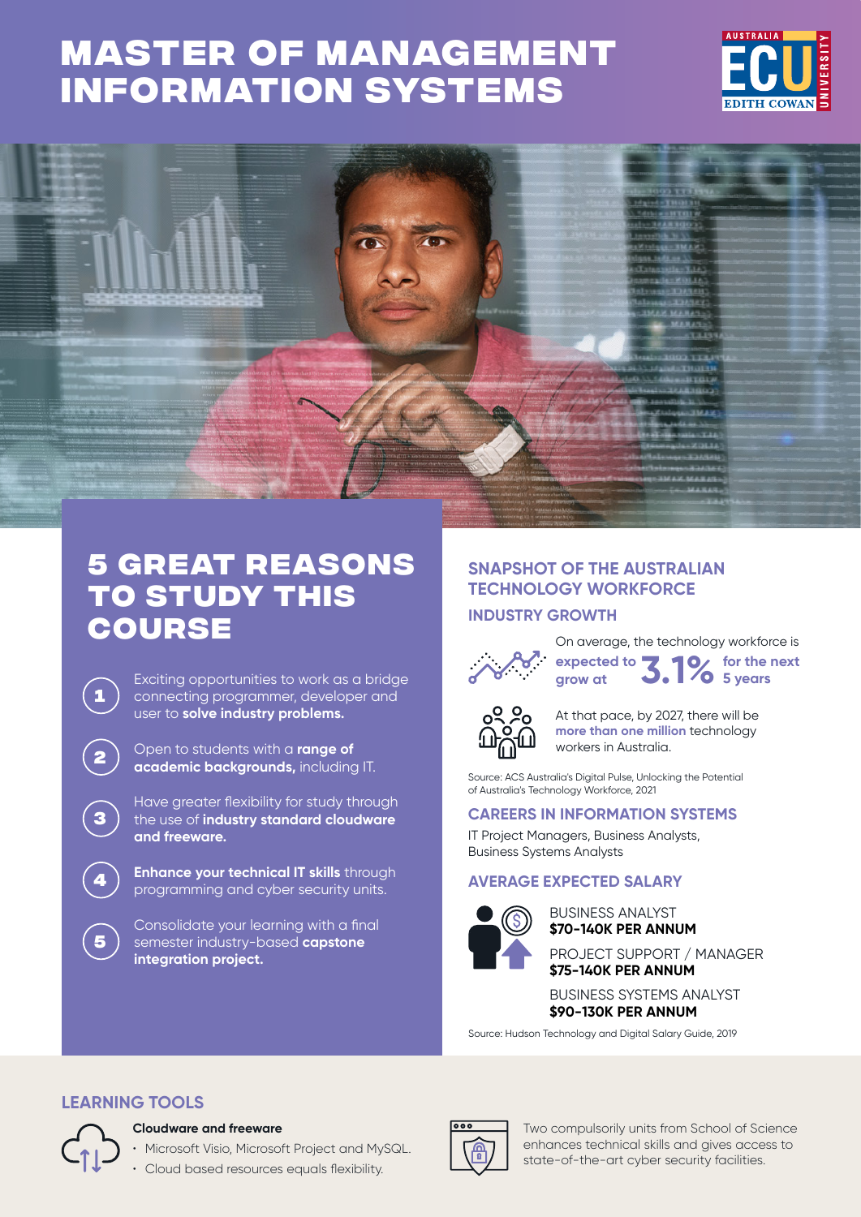# MASTER OF MANAGEMENT INFORMATION SYSTEMS

## 5 GREAT REASONS TO STUDY THIS COURSE

1. Exciting opportunities to work as a bridge connecting programmer, developer and user to **solve industry problems.**
2. Open to students with a **range of academic backgrounds,** including IT.
3. Have greater flexibility for study through the use of **industry standard cloudware and freeware.**
4. **Enhance your technical IT skills** through programming and cyber security units.
5. Consolidate your learning with a final semester industry-based **capstone integration project.**

## SNAPSHOT OF THE AUSTRALIAN TECHNOLOGY WORKFORCE

### INDUSTRY GROWTH

On average, the technology workforce is **expected to grow at 3.1% for the next 5 years**

At that pace, by 2027, there will be **more than one million** technology workers in Australia.

Source: ACS Australia's Digital Pulse, Unlocking the Potential of Australia's Technology Workforce, 2021

### CAREERS IN INFORMATION SYSTEMS

IT Project Managers, Business Analysts, Business Systems Analysts

### AVERAGE EXPECTED SALARY

BUSINESS ANALYST
**$70-140K PER ANNUM**

PROJECT SUPPORT / MANAGER
**$75-140K PER ANNUM**

BUSINESS SYSTEMS ANALYST
**$90-130K PER ANNUM**

Source: Hudson Technology and Digital Salary Guide, 2019

## LEARNING TOOLS

**Cloudware and freeware**

- Microsoft Visio, Microsoft Project and MySQL.
- Cloud based resources equals flexibility.

Two compulsorily units from School of Science enhances technical skills and gives access to state-of-the-art cyber security facilities.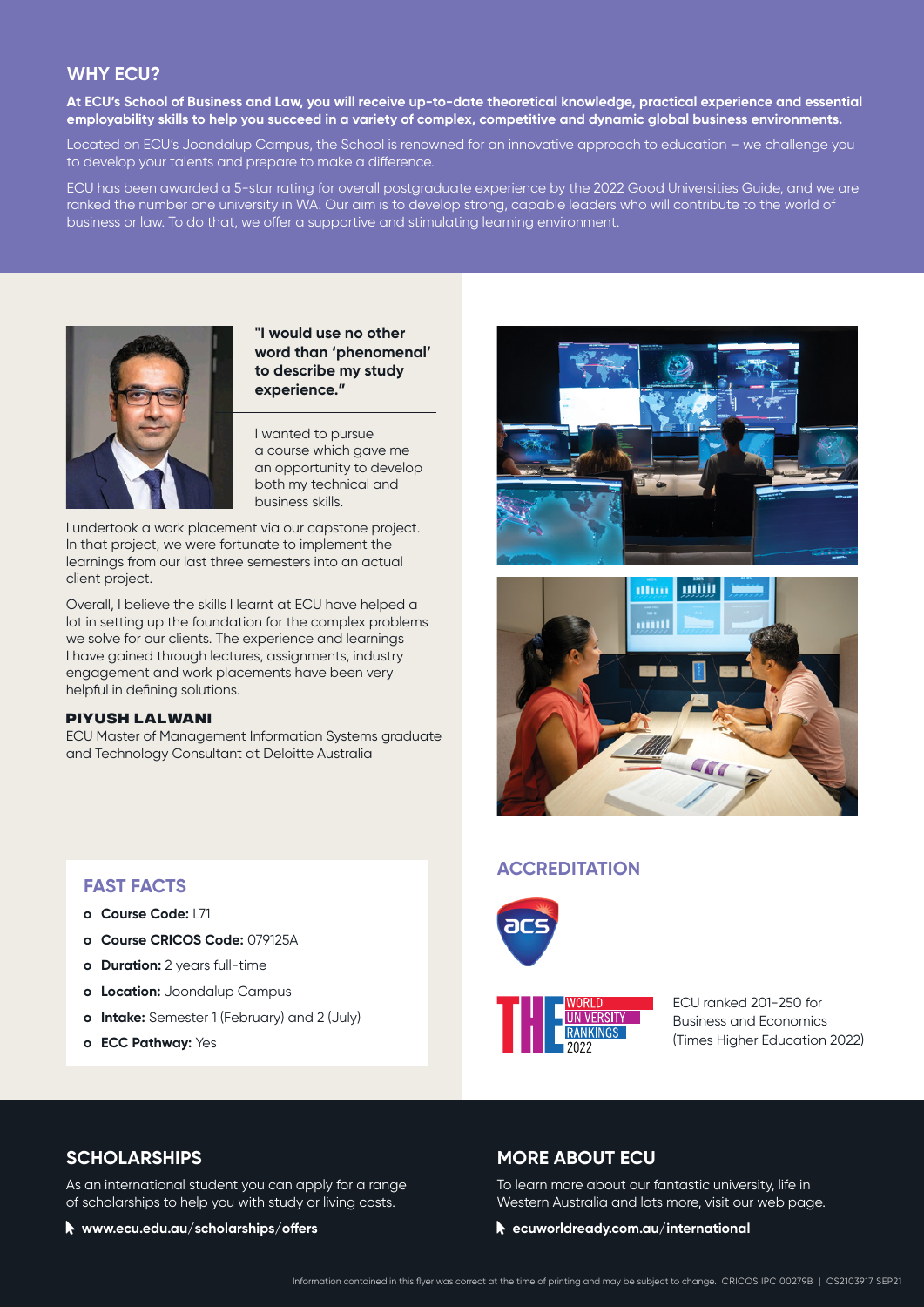## WHY ECU?

**At ECU's School of Business and Law, you will receive up-to-date theoretical knowledge, practical experience and essential employability skills to help you succeed in a variety of complex, competitive and dynamic global business environments.**

Located on ECU's Joondalup Campus, the School is renowned for an innovative approach to education – we challenge you to develop your talents and prepare to make a difference.

ECU has been awarded a 5-star rating for overall postgraduate experience by the 2022 Good Universities Guide, and we are ranked the number one university in WA. Our aim is to develop strong, capable leaders who will contribute to the world of business or law. To do that, we offer a supportive and stimulating learning environment.

**"I would use no other word than 'phenomenal' to describe my study experience."**

I wanted to pursue a course which gave me an opportunity to develop both my technical and business skills.

I undertook a work placement via our capstone project. In that project, we were fortunate to implement the learnings from our last three semesters into an actual client project.

Overall, I believe the skills I learnt at ECU have helped a lot in setting up the foundation for the complex problems we solve for our clients. The experience and learnings I have gained through lectures, assignments, industry engagement and work placements have been very helpful in defining solutions.

**PIYUSH LALWANI**
ECU Master of Management Information Systems graduate and Technology Consultant at Deloitte Australia

## FAST FACTS

- **Course Code:** L71
- **Course CRICOS Code:** 079125A
- **Duration:** 2 years full-time
- **Location:** Joondalup Campus
- **Intake:** Semester 1 (February) and 2 (July)
- **ECC Pathway:** Yes

## ACCREDITATION

ECU ranked 201-250 for Business and Economics (Times Higher Education 2022)

## SCHOLARSHIPS

As an international student you can apply for a range of scholarships to help you with study or living costs.

**www.ecu.edu.au/scholarships/offers**

## MORE ABOUT ECU

To learn more about our fantastic university, life in Western Australia and lots more, visit our web page.

**ecuworldready.com.au/international**

Information contained in this flyer was correct at the time of printing and may be subject to change. CRICOS IPC 00279B | CS2103917 SEP21